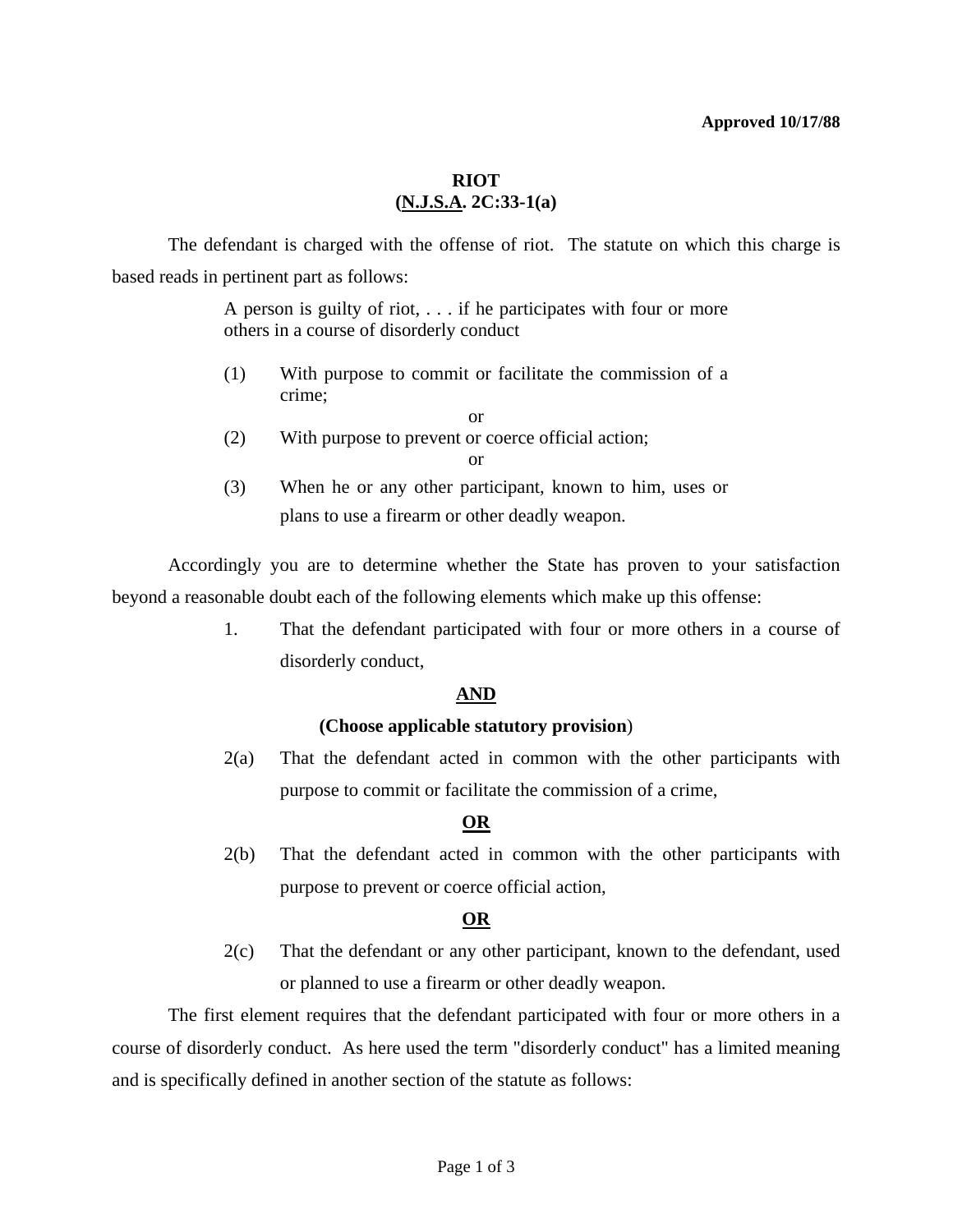**Approved 10/17/88**

# RIOT
## (N.J.S.A. 2C:33-1(a)

The defendant is charged with the offense of riot. The statute on which this charge is based reads in pertinent part as follows:

> A person is guilty of riot, . . . if he participates with four or more others in a course of disorderly conduct
>
> (1) With purpose to commit or facilitate the commission of a crime;
>
> or
>
> (2) With purpose to prevent or coerce official action;
>
> or
>
> (3) When he or any other participant, known to him, uses or plans to use a firearm or other deadly weapon.

Accordingly you are to determine whether the State has proven to your satisfaction beyond a reasonable doubt each of the following elements which make up this offense:

1. That the defendant participated with four or more others in a course of disorderly conduct,

**AND**

**(Choose applicable statutory provision**)

2(a) That the defendant acted in common with the other participants with purpose to commit or facilitate the commission of a crime,

**OR**

2(b) That the defendant acted in common with the other participants with purpose to prevent or coerce official action,

**OR**

2(c) That the defendant or any other participant, known to the defendant, used or planned to use a firearm or other deadly weapon.

The first element requires that the defendant participated with four or more others in a course of disorderly conduct. As here used the term "disorderly conduct" has a limited meaning and is specifically defined in another section of the statute as follows: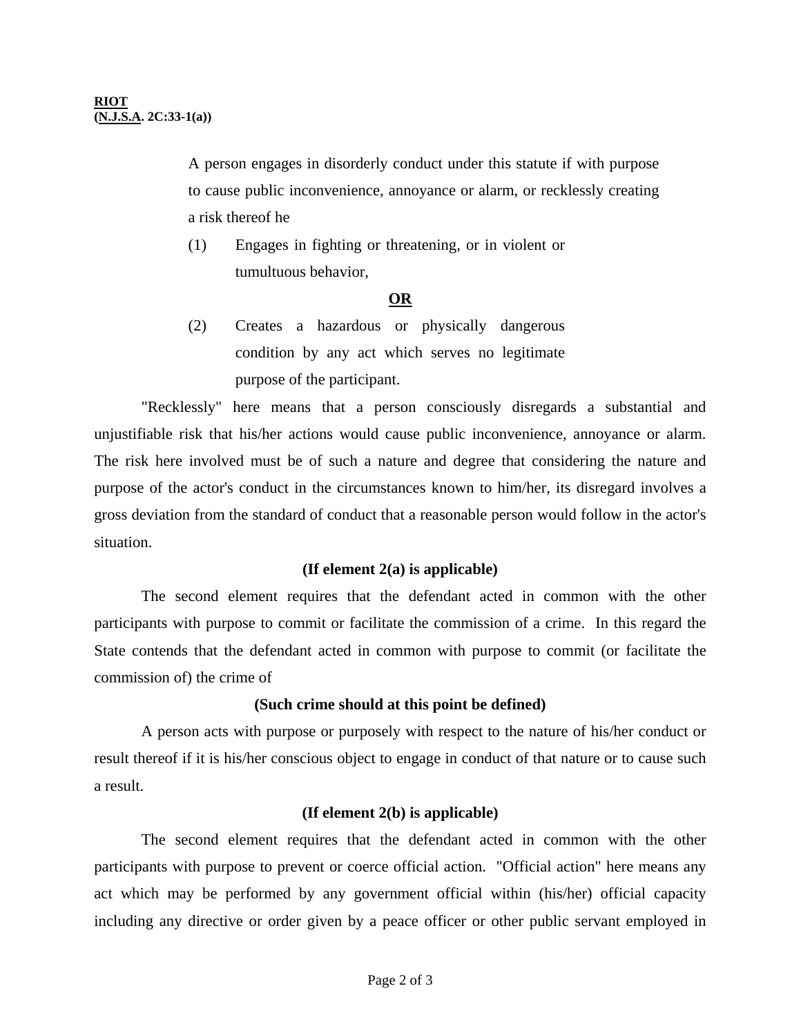**RIOT**
**(N.J.S.A. 2C:33-1(a))**

> A person engages in disorderly conduct under this statute if with purpose to cause public inconvenience, annoyance or alarm, or recklessly creating a risk thereof he
>
> (1) Engages in fighting or threatening, or in violent or tumultuous behavior,
>
> **OR**
>
> (2) Creates a hazardous or physically dangerous condition by any act which serves no legitimate purpose of the participant.

"Recklessly" here means that a person consciously disregards a substantial and unjustifiable risk that his/her actions would cause public inconvenience, annoyance or alarm. The risk here involved must be of such a nature and degree that considering the nature and purpose of the actor's conduct in the circumstances known to him/her, its disregard involves a gross deviation from the standard of conduct that a reasonable person would follow in the actor's situation.

**(If element 2(a) is applicable)**

The second element requires that the defendant acted in common with the other participants with purpose to commit or facilitate the commission of a crime. In this regard the State contends that the defendant acted in common with purpose to commit (or facilitate the commission of) the crime of

**(Such crime should at this point be defined)**

A person acts with purpose or purposely with respect to the nature of his/her conduct or result thereof if it is his/her conscious object to engage in conduct of that nature or to cause such a result.

**(If element 2(b) is applicable)**

The second element requires that the defendant acted in common with the other participants with purpose to prevent or coerce official action. "Official action" here means any act which may be performed by any government official within (his/her) official capacity including any directive or order given by a peace officer or other public servant employed in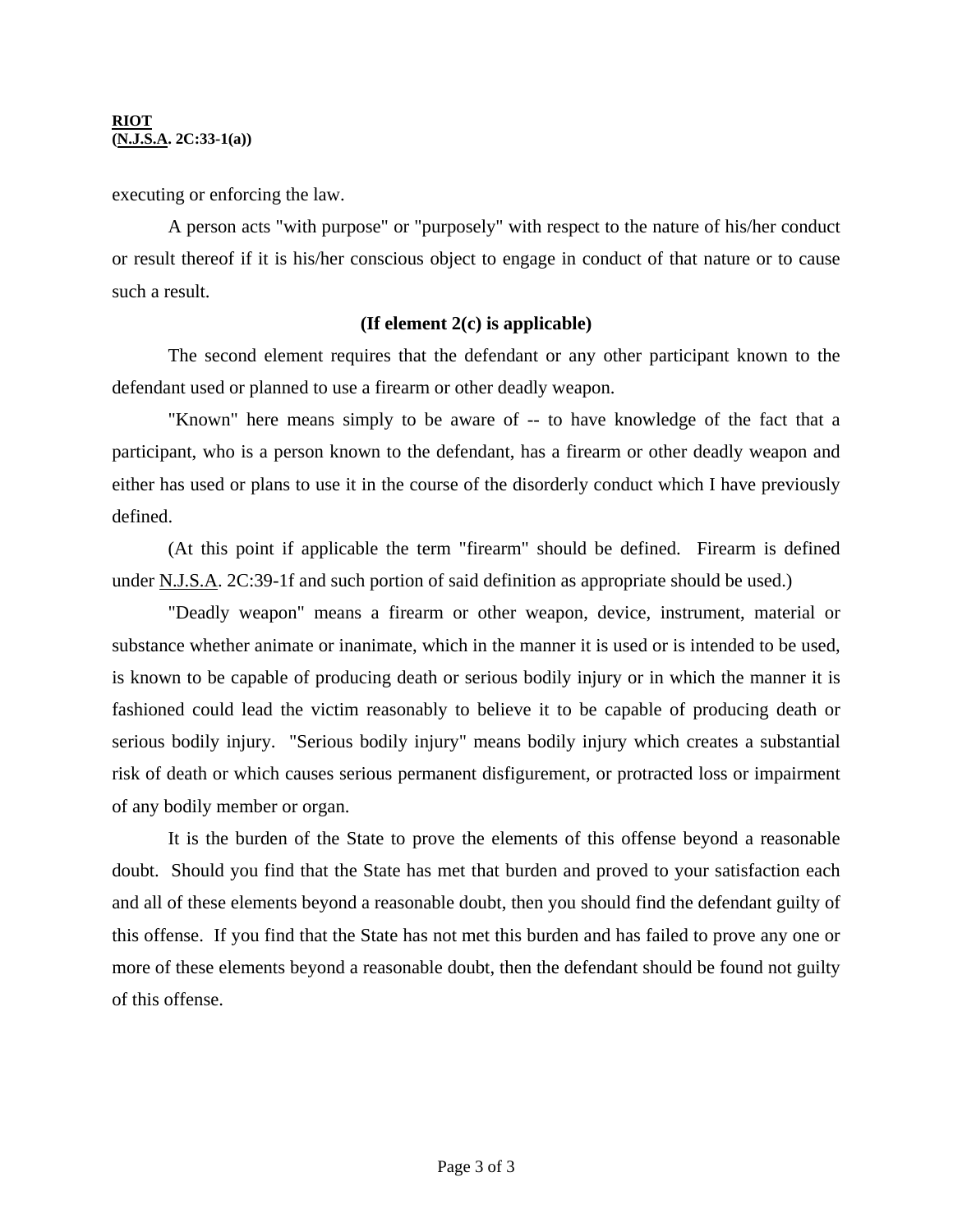executing or enforcing the law.

A person acts "with purpose" or "purposely" with respect to the nature of his/her conduct or result thereof if it is his/her conscious object to engage in conduct of that nature or to cause such a result.

**(If element 2(c) is applicable)**

The second element requires that the defendant or any other participant known to the defendant used or planned to use a firearm or other deadly weapon.

"Known" here means simply to be aware of -- to have knowledge of the fact that a participant, who is a person known to the defendant, has a firearm or other deadly weapon and either has used or plans to use it in the course of the disorderly conduct which I have previously defined.

(At this point if applicable the term "firearm" should be defined. Firearm is defined under N.J.S.A. 2C:39-1f and such portion of said definition as appropriate should be used.)

"Deadly weapon" means a firearm or other weapon, device, instrument, material or substance whether animate or inanimate, which in the manner it is used or is intended to be used, is known to be capable of producing death or serious bodily injury or in which the manner it is fashioned could lead the victim reasonably to believe it to be capable of producing death or serious bodily injury. "Serious bodily injury" means bodily injury which creates a substantial risk of death or which causes serious permanent disfigurement, or protracted loss or impairment of any bodily member or organ.

It is the burden of the State to prove the elements of this offense beyond a reasonable doubt. Should you find that the State has met that burden and proved to your satisfaction each and all of these elements beyond a reasonable doubt, then you should find the defendant guilty of this offense. If you find that the State has not met this burden and has failed to prove any one or more of these elements beyond a reasonable doubt, then the defendant should be found not guilty of this offense.